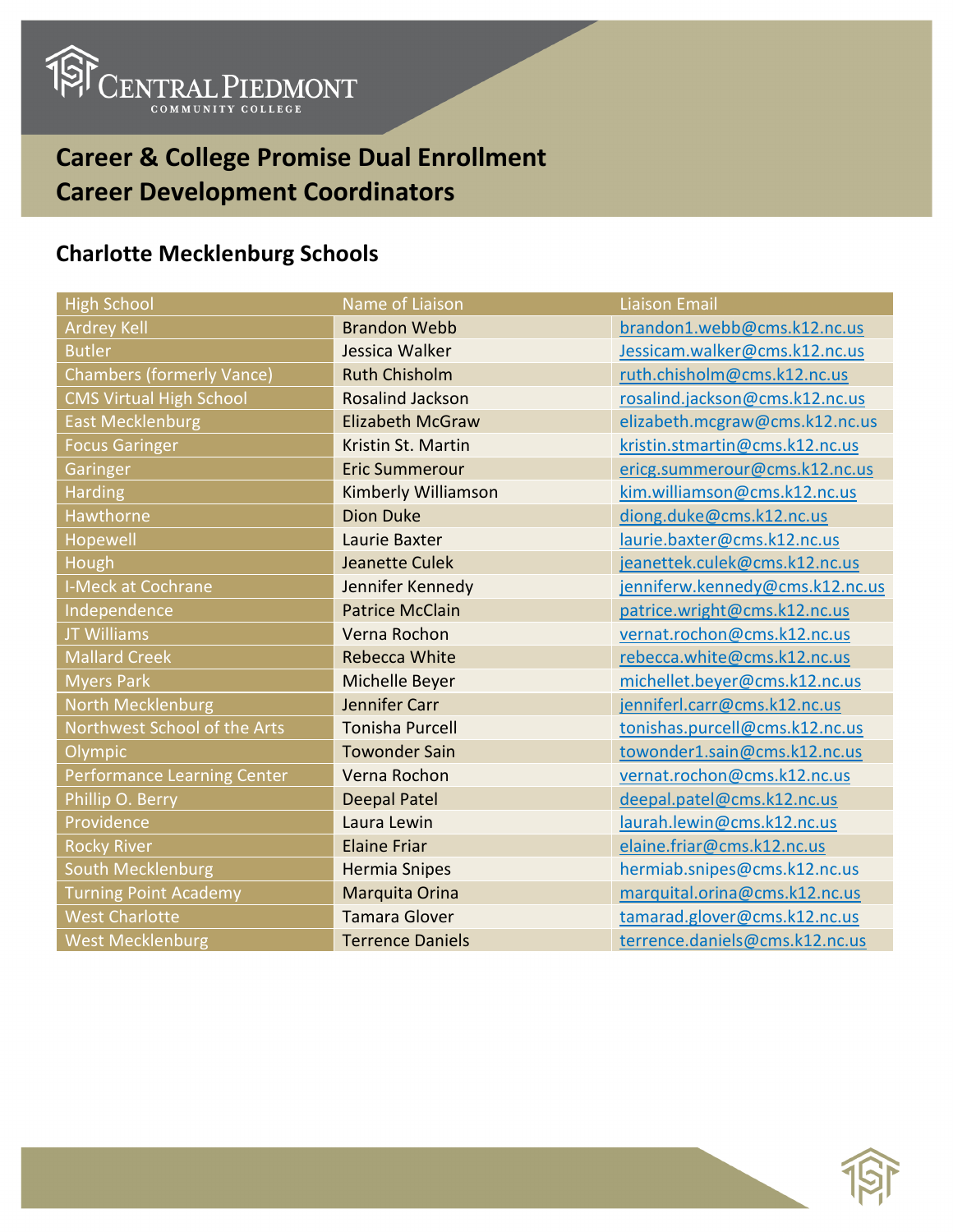Central Piedmont Community College

# Career & College Promise Dual Enrollment
# Career Development Coordinators

## Charlotte Mecklenburg Schools

| High School | Name of Liaison | Liaison Email |
|---|---|---|
| Ardrey Kell | Brandon Webb | brandon1.webb@cms.k12.nc.us |
| Butler | Jessica Walker | Jessicam.walker@cms.k12.nc.us |
| Chambers (formerly Vance) | Ruth Chisholm | ruth.chisholm@cms.k12.nc.us |
| CMS Virtual High School | Rosalind Jackson | rosalind.jackson@cms.k12.nc.us |
| East Mecklenburg | Elizabeth McGraw | elizabeth.mcgraw@cms.k12.nc.us |
| Focus Garinger | Kristin St. Martin | kristin.stmartin@cms.k12.nc.us |
| Garinger | Eric Summerour | ericg.summerour@cms.k12.nc.us |
| Harding | Kimberly Williamson | kim.williamson@cms.k12.nc.us |
| Hawthorne | Dion Duke | diong.duke@cms.k12.nc.us |
| Hopewell | Laurie Baxter | laurie.baxter@cms.k12.nc.us |
| Hough | Jeanette Culek | jeanettek.culek@cms.k12.nc.us |
| I-Meck at Cochrane | Jennifer Kennedy | jenniferw.kennedy@cms.k12.nc.us |
| Independence | Patrice McClain | patrice.wright@cms.k12.nc.us |
| JT Williams | Verna Rochon | vernat.rochon@cms.k12.nc.us |
| Mallard Creek | Rebecca White | rebecca.white@cms.k12.nc.us |
| Myers Park | Michelle Beyer | michellet.beyer@cms.k12.nc.us |
| North Mecklenburg | Jennifer Carr | jenniferl.carr@cms.k12.nc.us |
| Northwest School of the Arts | Tonisha Purcell | tonishas.purcell@cms.k12.nc.us |
| Olympic | Towonder Sain | towonder1.sain@cms.k12.nc.us |
| Performance Learning Center | Verna Rochon | vernat.rochon@cms.k12.nc.us |
| Phillip O. Berry | Deepal Patel | deepal.patel@cms.k12.nc.us |
| Providence | Laura Lewin | laurah.lewin@cms.k12.nc.us |
| Rocky River | Elaine Friar | elaine.friar@cms.k12.nc.us |
| South Mecklenburg | Hermia Snipes | hermiab.snipes@cms.k12.nc.us |
| Turning Point Academy | Marquita Orina | marquital.orina@cms.k12.nc.us |
| West Charlotte | Tamara Glover | tamarad.glover@cms.k12.nc.us |
| West Mecklenburg | Terrence Daniels | terrence.daniels@cms.k12.nc.us |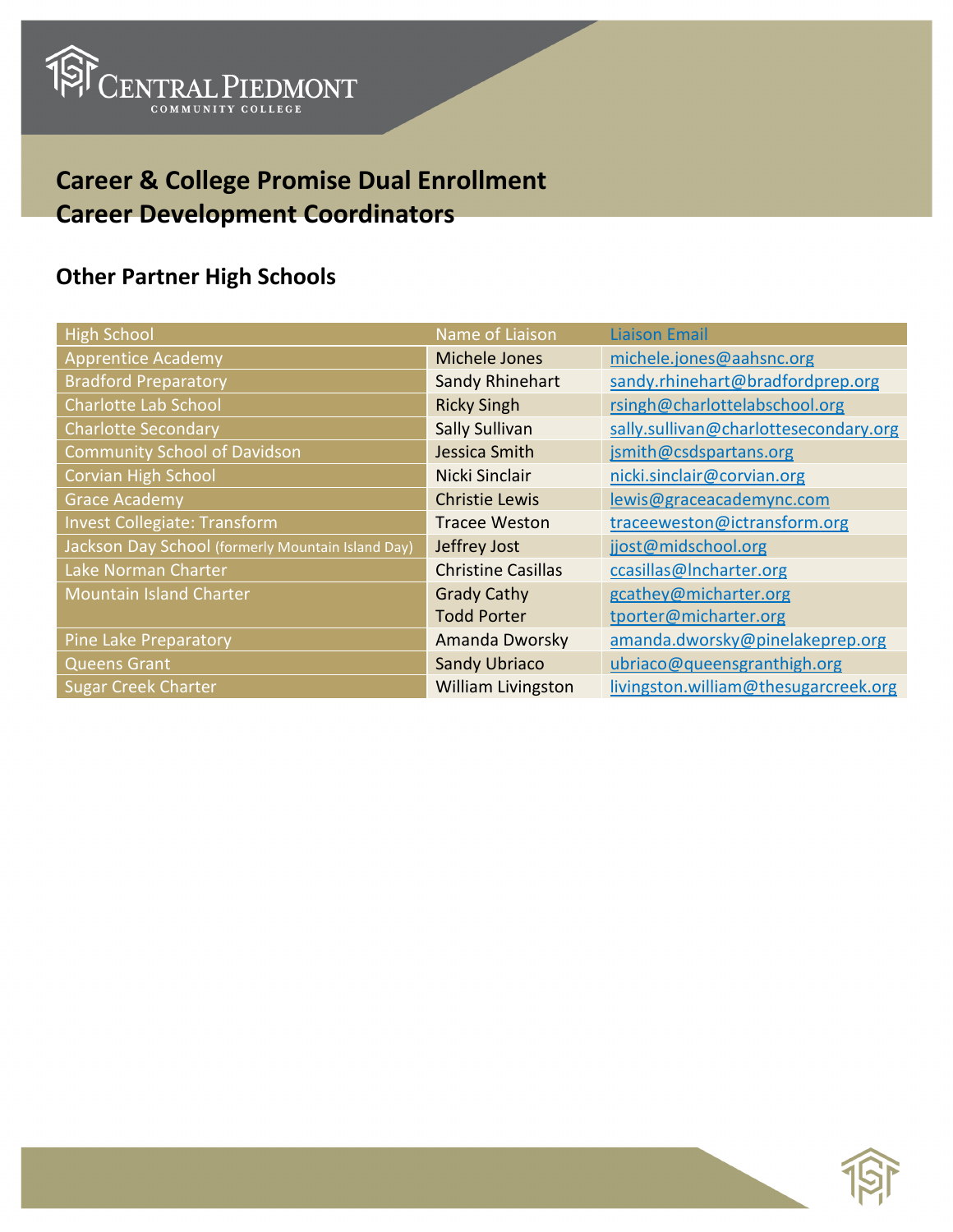# Career & College Promise Dual Enrollment Career Development Coordinators

## Other Partner High Schools

| High School | Name of Liaison | Liaison Email |
|---|---|---|
| Apprentice Academy | Michele Jones | michele.jones@aahsnc.org |
| Bradford Preparatory | Sandy Rhinehart | sandy.rhinehart@bradfordprep.org |
| Charlotte Lab School | Ricky Singh | rsingh@charlottelabschool.org |
| Charlotte Secondary | Sally Sullivan | sally.sullivan@charlottesecondary.org |
| Community School of Davidson | Jessica Smith | jsmith@csdspartans.org |
| Corvian High School | Nicki Sinclair | nicki.sinclair@corvian.org |
| Grace Academy | Christie Lewis | lewis@graceacademync.com |
| Invest Collegiate: Transform | Tracee Weston | traceeweston@ictransform.org |
| Jackson Day School (formerly Mountain Island Day) | Jeffrey Jost | jjost@midschool.org |
| Lake Norman Charter | Christine Casillas | ccasillas@lncharter.org |
| Mountain Island Charter | Grady Cathy<br>Todd Porter | gcathey@micharter.org<br>tporter@micharter.org |
| Pine Lake Preparatory | Amanda Dworsky | amanda.dworsky@pinelakeprep.org |
| Queens Grant | Sandy Ubriaco | ubriaco@queensgranthigh.org |
| Sugar Creek Charter | William Livingston | livingston.william@thesugarcreek.org |